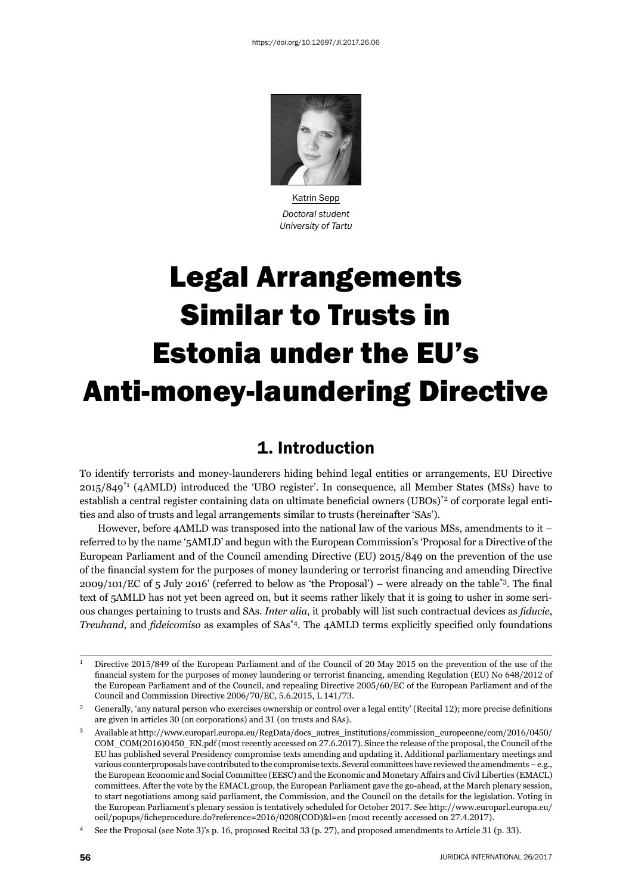https://doi.org/10.12697/JI.2017.26.06

Katrin Sepp
*Doctoral student*
*University of Tartu*

# Legal Arrangements Similar to Trusts in Estonia under the EU's Anti-money-laundering Directive

## 1. Introduction

To identify terrorists and money-launderers hiding behind legal entities or arrangements, EU Directive 2015/849[1] (4AMLD) introduced the 'UBO register'. In consequence, all Member States (MSs) have to establish a central register containing data on ultimate beneficial owners (UBOs)[2] of corporate legal entities and also of trusts and legal arrangements similar to trusts (hereinafter 'SAs').

However, before 4AMLD was transposed into the national law of the various MSs, amendments to it – referred to by the name '5AMLD' and begun with the European Commission's 'Proposal for a Directive of the European Parliament and of the Council amending Directive (EU) 2015/849 on the prevention of the use of the financial system for the purposes of money laundering or terrorist financing and amending Directive 2009/101/EC of 5 July 2016' (referred to below as 'the Proposal') – were already on the table[3]. The final text of 5AMLD has not yet been agreed on, but it seems rather likely that it is going to usher in some serious changes pertaining to trusts and SAs. *Inter alia*, it probably will list such contractual devices as *fiducie*, *Treuhand*, and *fideicomiso* as examples of SAs[4]. The 4AMLD terms explicitly specified only foundations

---

1 Directive 2015/849 of the European Parliament and of the Council of 20 May 2015 on the prevention of the use of the financial system for the purposes of money laundering or terrorist financing, amending Regulation (EU) No 648/2012 of the European Parliament and of the Council, and repealing Directive 2005/60/EC of the European Parliament and of the Council and Commission Directive 2006/70/EC, 5.6.2015, L 141/73.

2 Generally, 'any natural person who exercises ownership or control over a legal entity' (Recital 12); more precise definitions are given in articles 30 (on corporations) and 31 (on trusts and SAs).

3 Available at http://www.europarl.europa.eu/RegData/docs_autres_institutions/commission_europeenne/com/2016/0450/COM_COM(2016)0450_EN.pdf (most recently accessed on 27.6.2017). Since the release of the proposal, the Council of the EU has published several Presidency compromise texts amending and updating it. Additional parliamentary meetings and various counterproposals have contributed to the compromise texts. Several committees have reviewed the amendments – e.g., the European Economic and Social Committee (EESC) and the Economic and Monetary Affairs and Civil Liberties (EMACL) committees. After the vote by the EMACL group, the European Parliament gave the go-ahead, at the March plenary session, to start negotiations among said parliament, the Commission, and the Council on the details for the legislation. Voting in the European Parliament's plenary session is tentatively scheduled for October 2017. See http://www.europarl.europa.eu/oeil/popups/ficheprocedure.do?reference=2016/0208(COD)&l=en (most recently accessed on 27.4.2017).

4 See the Proposal (see Note 3)'s p. 16, proposed Recital 33 (p. 27), and proposed amendments to Article 31 (p. 33).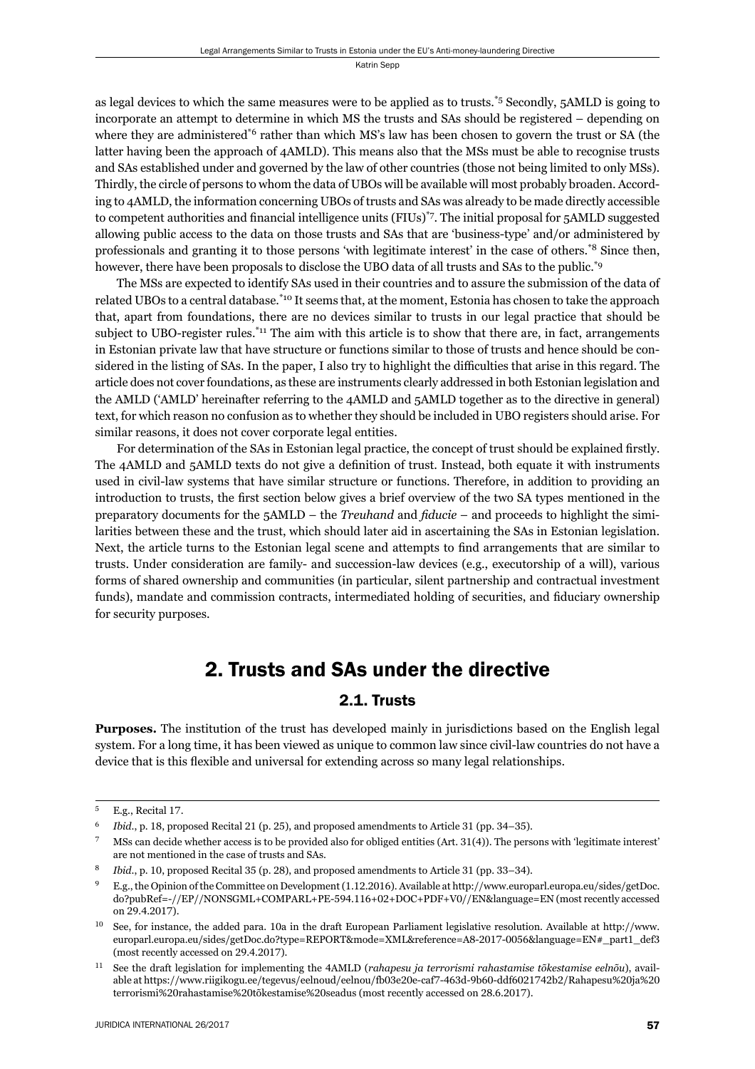as legal devices to which the same measures were to be applied as to trusts.[5] Secondly, 5AMLD is going to incorporate an attempt to determine in which MS the trusts and SAs should be registered – depending on where they are administered[6] rather than which MS's law has been chosen to govern the trust or SA (the latter having been the approach of 4AMLD). This means also that the MSs must be able to recognise trusts and SAs established under and governed by the law of other countries (those not being limited to only MSs). Thirdly, the circle of persons to whom the data of UBOs will be available will most probably broaden. According to 4AMLD, the information concerning UBOs of trusts and SAs was already to be made directly accessible to competent authorities and financial intelligence units (FIUs)[7]. The initial proposal for 5AMLD suggested allowing public access to the data on those trusts and SAs that are 'business-type' and/or administered by professionals and granting it to those persons 'with legitimate interest' in the case of others.[8] Since then, however, there have been proposals to disclose the UBO data of all trusts and SAs to the public.[9]

The MSs are expected to identify SAs used in their countries and to assure the submission of the data of related UBOs to a central database.[10] It seems that, at the moment, Estonia has chosen to take the approach that, apart from foundations, there are no devices similar to trusts in our legal practice that should be subject to UBO-register rules.[11] The aim with this article is to show that there are, in fact, arrangements in Estonian private law that have structure or functions similar to those of trusts and hence should be considered in the listing of SAs. In the paper, I also try to highlight the difficulties that arise in this regard. The article does not cover foundations, as these are instruments clearly addressed in both Estonian legislation and the AMLD ('AMLD' hereinafter referring to the 4AMLD and 5AMLD together as to the directive in general) text, for which reason no confusion as to whether they should be included in UBO registers should arise. For similar reasons, it does not cover corporate legal entities.

For determination of the SAs in Estonian legal practice, the concept of trust should be explained firstly. The 4AMLD and 5AMLD texts do not give a definition of trust. Instead, both equate it with instruments used in civil-law systems that have similar structure or functions. Therefore, in addition to providing an introduction to trusts, the first section below gives a brief overview of the two SA types mentioned in the preparatory documents for the 5AMLD – the *Treuhand* and *fiducie* – and proceeds to highlight the similarities between these and the trust, which should later aid in ascertaining the SAs in Estonian legislation. Next, the article turns to the Estonian legal scene and attempts to find arrangements that are similar to trusts. Under consideration are family- and succession-law devices (e.g., executorship of a will), various forms of shared ownership and communities (in particular, silent partnership and contractual investment funds), mandate and commission contracts, intermediated holding of securities, and fiduciary ownership for security purposes.

## 2. Trusts and SAs under the directive

### 2.1. Trusts

**Purposes.** The institution of the trust has developed mainly in jurisdictions based on the English legal system. For a long time, it has been viewed as unique to common law since civil-law countries do not have a device that is this flexible and universal for extending across so many legal relationships.

---

[5] E.g., Recital 17.

[6] *Ibid.*, p. 18, proposed Recital 21 (p. 25), and proposed amendments to Article 31 (pp. 34–35).

[7] MSs can decide whether access is to be provided also for obliged entities (Art. 31(4)). The persons with 'legitimate interest' are not mentioned in the case of trusts and SAs.

[8] *Ibid.*, p. 10, proposed Recital 35 (p. 28), and proposed amendments to Article 31 (pp. 33–34).

[9] E.g., the Opinion of the Committee on Development (1.12.2016). Available at http://www.europarl.europa.eu/sides/getDoc.do?pubRef=-//EP//NONSGML+COMPARL+PE-594.116+02+DOC+PDF+V0//EN&language=EN (most recently accessed on 29.4.2017).

[10] See, for instance, the added para. 10a in the draft European Parliament legislative resolution. Available at http://www.europarl.europa.eu/sides/getDoc.do?type=REPORT&mode=XML&reference=A8-2017-0056&language=EN#_part1_def3 (most recently accessed on 29.4.2017).

[11] See the draft legislation for implementing the 4AMLD (*rahapesu ja terrorismi rahastamise tõkestamise eelnõu*), available at https://www.riigikogu.ee/tegevus/eelnoud/eelnou/fb03e20e-caf7-463d-9b60-ddf6021742b2/Rahapesu%20ja%20terrorismi%20rahastamise%20tõkestamise%20seadus (most recently accessed on 28.6.2017).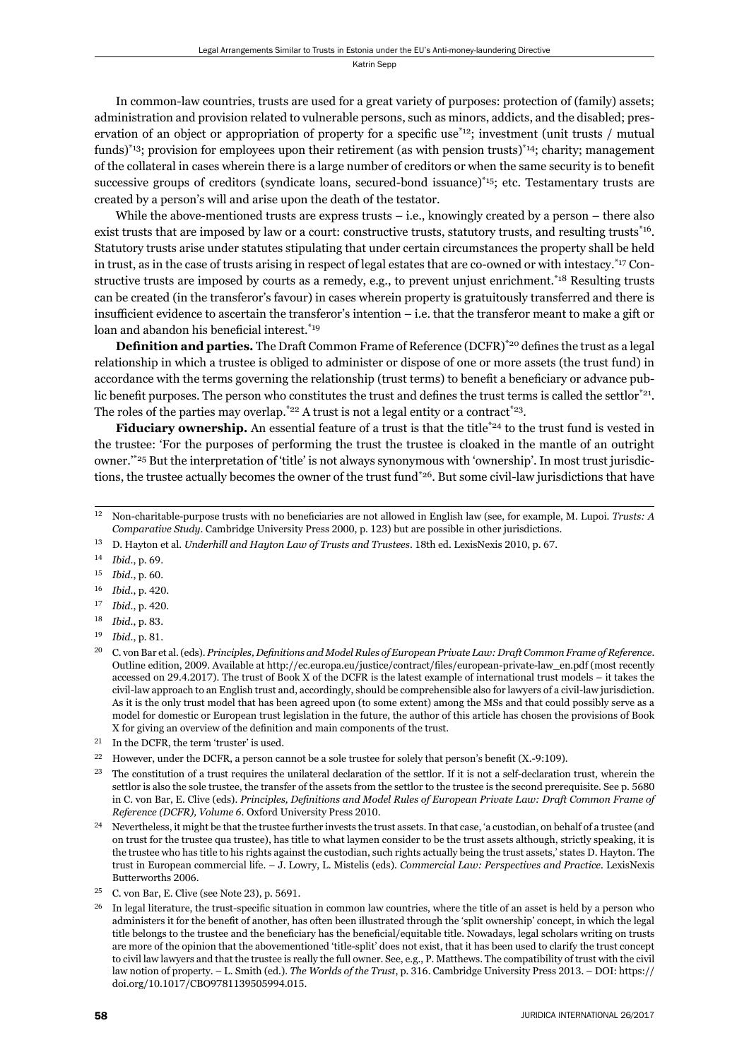In common-law countries, trusts are used for a great variety of purposes: protection of (family) assets; administration and provision related to vulnerable persons, such as minors, addicts, and the disabled; preservation of an object or appropriation of property for a specific use[*12]; investment (unit trusts / mutual funds)[*13]; provision for employees upon their retirement (as with pension trusts)[*14]; charity; management of the collateral in cases wherein there is a large number of creditors or when the same security is to benefit successive groups of creditors (syndicate loans, secured-bond issuance)[*15]; etc. Testamentary trusts are created by a person's will and arise upon the death of the testator.

While the above-mentioned trusts are express trusts – i.e., knowingly created by a person – there also exist trusts that are imposed by law or a court: constructive trusts, statutory trusts, and resulting trusts[*16]. Statutory trusts arise under statutes stipulating that under certain circumstances the property shall be held in trust, as in the case of trusts arising in respect of legal estates that are co-owned or with intestacy.[*17] Constructive trusts are imposed by courts as a remedy, e.g., to prevent unjust enrichment.[*18] Resulting trusts can be created (in the transferor's favour) in cases wherein property is gratuitously transferred and there is insufficient evidence to ascertain the transferor's intention – i.e. that the transferor meant to make a gift or loan and abandon his beneficial interest.[*19]

**Definition and parties.** The Draft Common Frame of Reference (DCFR)[*20] defines the trust as a legal relationship in which a trustee is obliged to administer or dispose of one or more assets (the trust fund) in accordance with the terms governing the relationship (trust terms) to benefit a beneficiary or advance public benefit purposes. The person who constitutes the trust and defines the trust terms is called the settlor[*21]. The roles of the parties may overlap.[*22] A trust is not a legal entity or a contract[*23].

**Fiduciary ownership.** An essential feature of a trust is that the title[*24] to the trust fund is vested in the trustee: 'For the purposes of performing the trust the trustee is cloaked in the mantle of an outright owner.'[*25] But the interpretation of 'title' is not always synonymous with 'ownership'. In most trust jurisdictions, the trustee actually becomes the owner of the trust fund[*26]. But some civil-law jurisdictions that have

---

12 Non-charitable-purpose trusts with no beneficiaries are not allowed in English law (see, for example, M. Lupoi. *Trusts: A Comparative Study*. Cambridge University Press 2000, p. 123) but are possible in other jurisdictions.

13 D. Hayton et al. *Underhill and Hayton Law of Trusts and Trustees*. 18th ed. LexisNexis 2010, p. 67.

14 *Ibid*., p. 69.

15 *Ibid*., p. 60.

16 *Ibid*., p. 420.

17 *Ibid*., p. 420.

18 *Ibid*., p. 83.

19 *Ibid*., p. 81.

20 C. von Bar et al. (eds). *Principles, Definitions and Model Rules of European Private Law: Draft Common Frame of Reference*. Outline edition, 2009. Available at http://ec.europa.eu/justice/contract/files/european-private-law_en.pdf (most recently accessed on 29.4.2017). The trust of Book X of the DCFR is the latest example of international trust models – it takes the civil-law approach to an English trust and, accordingly, should be comprehensible also for lawyers of a civil-law jurisdiction. As it is the only trust model that has been agreed upon (to some extent) among the MSs and that could possibly serve as a model for domestic or European trust legislation in the future, the author of this article has chosen the provisions of Book X for giving an overview of the definition and main components of the trust.

21 In the DCFR, the term 'truster' is used.

22 However, under the DCFR, a person cannot be a sole trustee for solely that person's benefit (X.-9:109).

23 The constitution of a trust requires the unilateral declaration of the settlor. If it is not a self-declaration trust, wherein the settlor is also the sole trustee, the transfer of the assets from the settlor to the trustee is the second prerequisite. See p. 5680 in C. von Bar, E. Clive (eds). *Principles, Definitions and Model Rules of European Private Law: Draft Common Frame of Reference (DCFR), Volume 6*. Oxford University Press 2010.

24 Nevertheless, it might be that the trustee further invests the trust assets. In that case, 'a custodian, on behalf of a trustee (and on trust for the trustee qua trustee), has title to what laymen consider to be the trust assets although, strictly speaking, it is the trustee who has title to his rights against the custodian, such rights actually being the trust assets,' states D. Hayton. The trust in European commercial life. – J. Lowry, L. Mistelis (eds). *Commercial Law: Perspectives and Practice*. LexisNexis Butterworths 2006.

25 C. von Bar, E. Clive (see Note 23), p. 5691.

26 In legal literature, the trust-specific situation in common law countries, where the title of an asset is held by a person who administers it for the benefit of another, has often been illustrated through the 'split ownership' concept, in which the legal title belongs to the trustee and the beneficiary has the beneficial/equitable title. Nowadays, legal scholars writing on trusts are more of the opinion that the abovementioned 'title-split' does not exist, that it has been used to clarify the trust concept to civil law lawyers and that the trustee is really the full owner. See, e.g., P. Matthews. The compatibility of trust with the civil law notion of property. – L. Smith (ed.). *The Worlds of the Trust*, p. 316. Cambridge University Press 2013. – DOI: https://doi.org/10.1017/CBO9781139505994.015.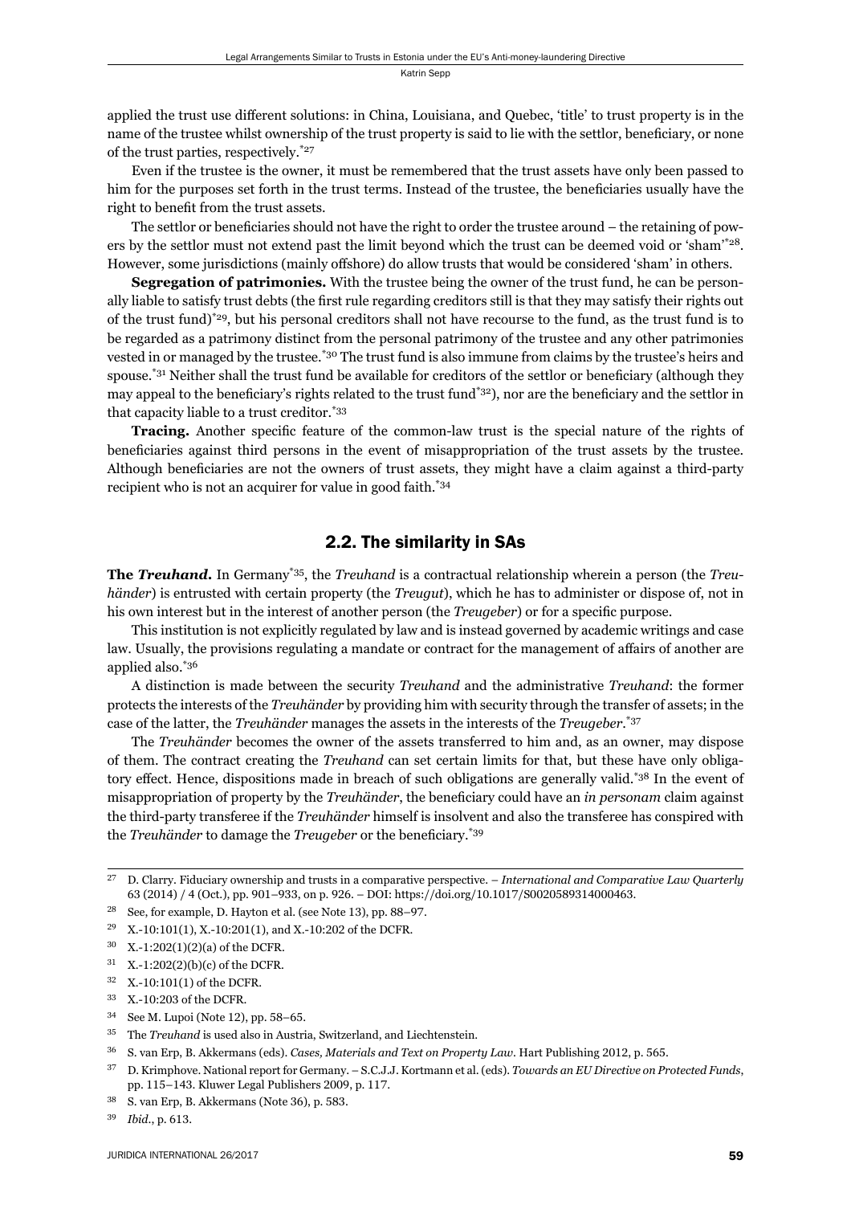applied the trust use different solutions: in China, Louisiana, and Quebec, 'title' to trust property is in the name of the trustee whilst ownership of the trust property is said to lie with the settlor, beneficiary, or none of the trust parties, respectively.[*27]

Even if the trustee is the owner, it must be remembered that the trust assets have only been passed to him for the purposes set forth in the trust terms. Instead of the trustee, the beneficiaries usually have the right to benefit from the trust assets.

The settlor or beneficiaries should not have the right to order the trustee around – the retaining of powers by the settlor must not extend past the limit beyond which the trust can be deemed void or 'sham'[*28]. However, some jurisdictions (mainly offshore) do allow trusts that would be considered 'sham' in others.

**Segregation of patrimonies.** With the trustee being the owner of the trust fund, he can be personally liable to satisfy trust debts (the first rule regarding creditors still is that they may satisfy their rights out of the trust fund)[*29], but his personal creditors shall not have recourse to the fund, as the trust fund is to be regarded as a patrimony distinct from the personal patrimony of the trustee and any other patrimonies vested in or managed by the trustee.[*30] The trust fund is also immune from claims by the trustee's heirs and spouse.[*31] Neither shall the trust fund be available for creditors of the settlor or beneficiary (although they may appeal to the beneficiary's rights related to the trust fund[*32]), nor are the beneficiary and the settlor in that capacity liable to a trust creditor.[*33]

**Tracing.** Another specific feature of the common-law trust is the special nature of the rights of beneficiaries against third persons in the event of misappropriation of the trust assets by the trustee. Although beneficiaries are not the owners of trust assets, they might have a claim against a third-party recipient who is not an acquirer for value in good faith.[*34]

## 2.2. The similarity in SAs

**The *Treuhand*.** In Germany[*35], the *Treuhand* is a contractual relationship wherein a person (the *Treuhänder*) is entrusted with certain property (the *Treugut*), which he has to administer or dispose of, not in his own interest but in the interest of another person (the *Treugeber*) or for a specific purpose.

This institution is not explicitly regulated by law and is instead governed by academic writings and case law. Usually, the provisions regulating a mandate or contract for the management of affairs of another are applied also.[*36]

A distinction is made between the security *Treuhand* and the administrative *Treuhand*: the former protects the interests of the *Treuhänder* by providing him with security through the transfer of assets; in the case of the latter, the *Treuhänder* manages the assets in the interests of the *Treugeber*.[*37]

The *Treuhänder* becomes the owner of the assets transferred to him and, as an owner, may dispose of them. The contract creating the *Treuhand* can set certain limits for that, but these have only obligatory effect. Hence, dispositions made in breach of such obligations are generally valid.[*38] In the event of misappropriation of property by the *Treuhänder*, the beneficiary could have an *in personam* claim against the third-party transferee if the *Treuhänder* himself is insolvent and also the transferee has conspired with the *Treuhänder* to damage the *Treugeber* or the beneficiary.[*39]

---

27 D. Clarry. Fiduciary ownership and trusts in a comparative perspective. – *International and Comparative Law Quarterly* 63 (2014) / 4 (Oct.), pp. 901–933, on p. 926. – DOI: https://doi.org/10.1017/S0020589314000463.

28 See, for example, D. Hayton et al. (see Note 13), pp. 88–97.

29 X.-10:101(1), X.-10:201(1), and X.-10:202 of the DCFR.

30 X.-1:202(1)(2)(a) of the DCFR.

31 X.-1:202(2)(b)(c) of the DCFR.

32 X.-10:101(1) of the DCFR.

33 X.-10:203 of the DCFR.

34 See M. Lupoi (Note 12), pp. 58–65.

35 The *Treuhand* is used also in Austria, Switzerland, and Liechtenstein.

36 S. van Erp, B. Akkermans (eds). *Cases, Materials and Text on Property Law*. Hart Publishing 2012, p. 565.

37 D. Krimphove. National report for Germany. – S.C.J.J. Kortmann et al. (eds). *Towards an EU Directive on Protected Funds*, pp. 115–143. Kluwer Legal Publishers 2009, p. 117.

38 S. van Erp, B. Akkermans (Note 36), p. 583.

39 *Ibid*., p. 613.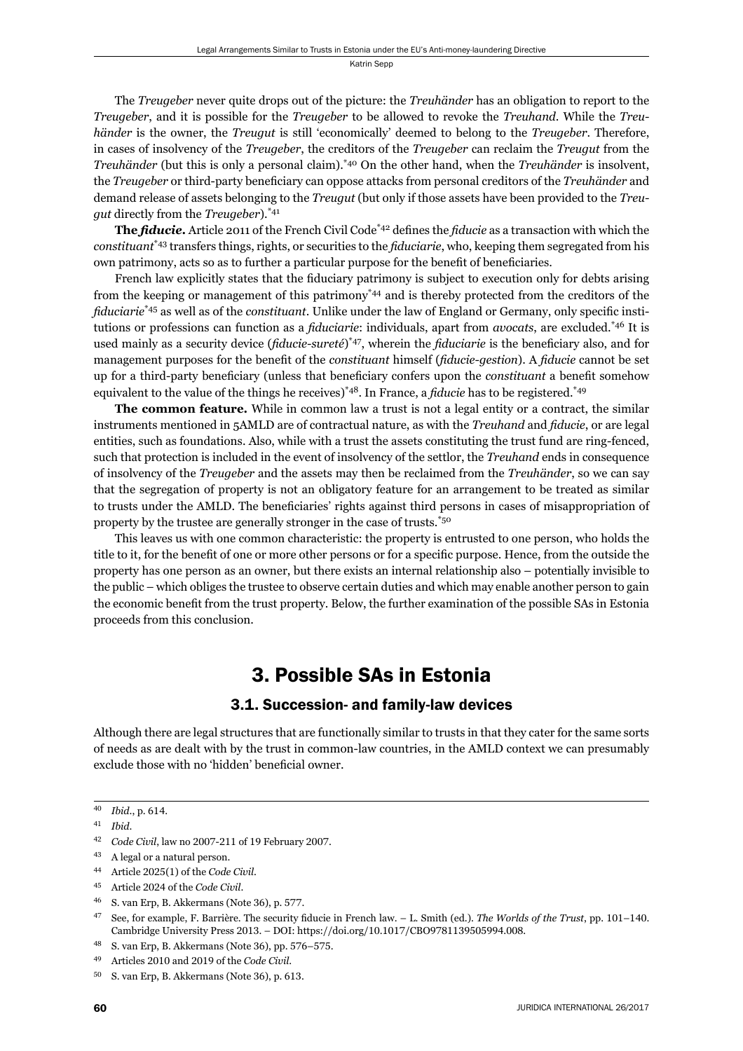The *Treugeber* never quite drops out of the picture: the *Treuhänder* has an obligation to report to the *Treugeber*, and it is possible for the *Treugeber* to be allowed to revoke the *Treuhand*. While the *Treuhänder* is the owner, the *Treugut* is still 'economically' deemed to belong to the *Treugeber*. Therefore, in cases of insolvency of the *Treugeber*, the creditors of the *Treugeber* can reclaim the *Treugut* from the *Treuhänder* (but this is only a personal claim).[40] On the other hand, when the *Treuhänder* is insolvent, the *Treugeber* or third-party beneficiary can oppose attacks from personal creditors of the *Treuhänder* and demand release of assets belonging to the *Treugut* (but only if those assets have been provided to the *Treugut* directly from the *Treugeber*).[41]

**The *fiducie*.** Article 2011 of the French Civil Code[42] defines the *fiducie* as a transaction with which the *constituant*[43] transfers things, rights, or securities to the *fiduciarie*, who, keeping them segregated from his own patrimony, acts so as to further a particular purpose for the benefit of beneficiaries.

French law explicitly states that the fiduciary patrimony is subject to execution only for debts arising from the keeping or management of this patrimony[44] and is thereby protected from the creditors of the *fiduciarie*[45] as well as of the *constituant*. Unlike under the law of England or Germany, only specific institutions or professions can function as a *fiduciarie*: individuals, apart from *avocats*, are excluded.[46] It is used mainly as a security device (*fiducie-sureté*)[47], wherein the *fiduciarie* is the beneficiary also, and for management purposes for the benefit of the *constituant* himself (*fiducie-gestion*). A *fiducie* cannot be set up for a third-party beneficiary (unless that beneficiary confers upon the *constituant* a benefit somehow equivalent to the value of the things he receives)[48]. In France, a *fiducie* has to be registered.[49]

**The common feature.** While in common law a trust is not a legal entity or a contract, the similar instruments mentioned in 5AMLD are of contractual nature, as with the *Treuhand* and *fiducie*, or are legal entities, such as foundations. Also, while with a trust the assets constituting the trust fund are ring-fenced, such that protection is included in the event of insolvency of the settlor, the *Treuhand* ends in consequence of insolvency of the *Treugeber* and the assets may then be reclaimed from the *Treuhänder*, so we can say that the segregation of property is not an obligatory feature for an arrangement to be treated as similar to trusts under the AMLD. The beneficiaries' rights against third persons in cases of misappropriation of property by the trustee are generally stronger in the case of trusts.[50]

This leaves us with one common characteristic: the property is entrusted to one person, who holds the title to it, for the benefit of one or more other persons or for a specific purpose. Hence, from the outside the property has one person as an owner, but there exists an internal relationship also – potentially invisible to the public – which obliges the trustee to observe certain duties and which may enable another person to gain the economic benefit from the trust property. Below, the further examination of the possible SAs in Estonia proceeds from this conclusion.

## 3. Possible SAs in Estonia

### 3.1. Succession- and family-law devices

Although there are legal structures that are functionally similar to trusts in that they cater for the same sorts of needs as are dealt with by the trust in common-law countries, in the AMLD context we can presumably exclude those with no 'hidden' beneficial owner.

---

40 *Ibid.*, p. 614.

41 *Ibid.*

42 *Code Civil*, law no 2007-211 of 19 February 2007.

43 A legal or a natural person.

44 Article 2025(1) of the *Code Civil*.

45 Article 2024 of the *Code Civil*.

46 S. van Erp, B. Akkermans (Note 36), p. 577.

47 See, for example, F. Barrière. The security fiducie in French law. – L. Smith (ed.). *The Worlds of the Trust*, pp. 101–140. Cambridge University Press 2013. – DOI: https://doi.org/10.1017/CBO9781139505994.008.

48 S. van Erp, B. Akkermans (Note 36), pp. 576–575.

49 Articles 2010 and 2019 of the *Code Civil*.

50 S. van Erp, B. Akkermans (Note 36), p. 613.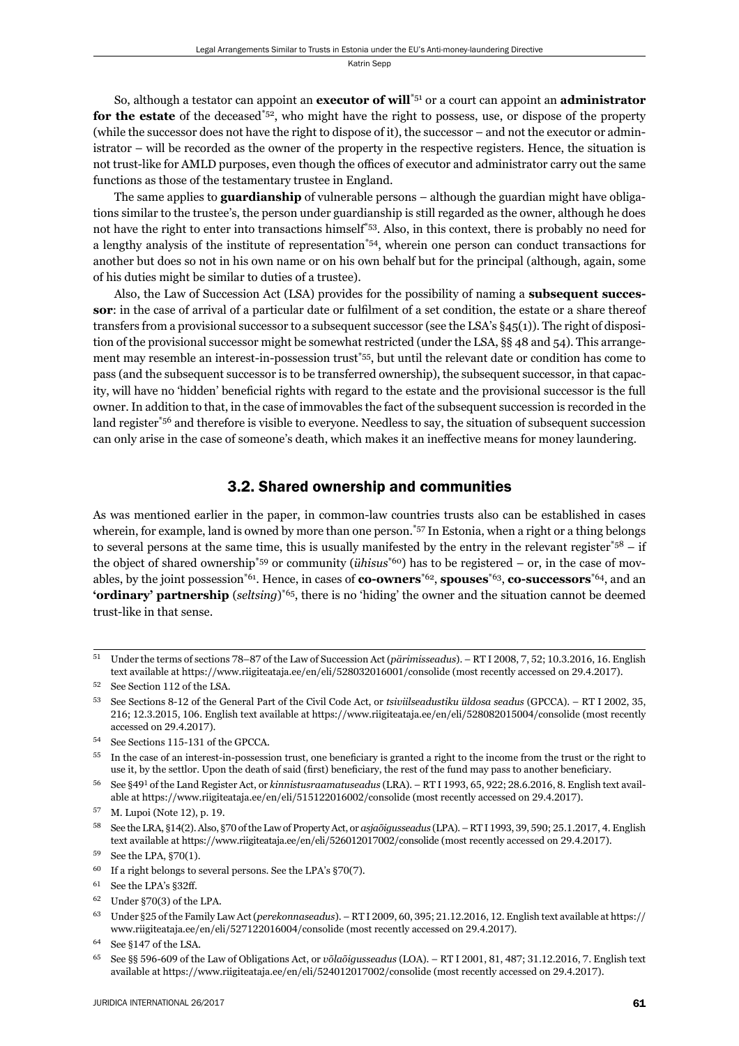So, although a testator can appoint an **executor of will**[*51] or a court can appoint an **administrator for the estate** of the deceased[*52], who might have the right to possess, use, or dispose of the property (while the successor does not have the right to dispose of it), the successor – and not the executor or administrator – will be recorded as the owner of the property in the respective registers. Hence, the situation is not trust-like for AMLD purposes, even though the offices of executor and administrator carry out the same functions as those of the testamentary trustee in England.

The same applies to **guardianship** of vulnerable persons – although the guardian might have obligations similar to the trustee's, the person under guardianship is still regarded as the owner, although he does not have the right to enter into transactions himself[*53]. Also, in this context, there is probably no need for a lengthy analysis of the institute of representation[*54], wherein one person can conduct transactions for another but does so not in his own name or on his own behalf but for the principal (although, again, some of his duties might be similar to duties of a trustee).

Also, the Law of Succession Act (LSA) provides for the possibility of naming a **subsequent successor**: in the case of arrival of a particular date or fulfilment of a set condition, the estate or a share thereof transfers from a provisional successor to a subsequent successor (see the LSA's §45(1)). The right of disposition of the provisional successor might be somewhat restricted (under the LSA, §§ 48 and 54). This arrangement may resemble an interest-in-possession trust[*55], but until the relevant date or condition has come to pass (and the subsequent successor is to be transferred ownership), the subsequent successor, in that capacity, will have no 'hidden' beneficial rights with regard to the estate and the provisional successor is the full owner. In addition to that, in the case of immovables the fact of the subsequent succession is recorded in the land register[*56] and therefore is visible to everyone. Needless to say, the situation of subsequent succession can only arise in the case of someone's death, which makes it an ineffective means for money laundering.

## 3.2. Shared ownership and communities

As was mentioned earlier in the paper, in common-law countries trusts also can be established in cases wherein, for example, land is owned by more than one person.[*57] In Estonia, when a right or a thing belongs to several persons at the same time, this is usually manifested by the entry in the relevant register[*58] – if the object of shared ownership[*59] or community (*ühisus*[*60]) has to be registered – or, in the case of movables, by the joint possession[*61]. Hence, in cases of **co-owners**[*62], **spouses**[*63], **co-successors**[*64], and an **'ordinary' partnership** (*seltsing*)[*65], there is no 'hiding' the owner and the situation cannot be deemed trust-like in that sense.

---

[51] Under the terms of sections 78–87 of the Law of Succession Act (*pärimisseadus*). – RT I 2008, 7, 52; 10.3.2016, 16. English text available at https://www.riigiteataja.ee/en/eli/528032016001/consolide (most recently accessed on 29.4.2017).

[52] See Section 112 of the LSA.

[53] See Sections 8-12 of the General Part of the Civil Code Act, or *tsiviilseadustiku üldosa seadus* (GPCCA). – RT I 2002, 35, 216; 12.3.2015, 106. English text available at https://www.riigiteataja.ee/en/eli/528082015004/consolide (most recently accessed on 29.4.2017).

[54] See Sections 115-131 of the GPCCA.

[55] In the case of an interest-in-possession trust, one beneficiary is granted a right to the income from the trust or the right to use it, by the settlor. Upon the death of said (first) beneficiary, the rest of the fund may pass to another beneficiary.

[56] See §49[1] of the Land Register Act, or *kinnistusraamatuseadus* (LRA). – RT I 1993, 65, 922; 28.6.2016, 8. English text available at https://www.riigiteataja.ee/en/eli/515122016002/consolide (most recently accessed on 29.4.2017).

[57] M. Lupoi (Note 12), p. 19.

[58] See the LRA, §14(2). Also, §70 of the Law of Property Act, or *asjaõigusseadus* (LPA). – RT I 1993, 39, 590; 25.1.2017, 4. English text available at https://www.riigiteataja.ee/en/eli/526012017002/consolide (most recently accessed on 29.4.2017).

[59] See the LPA, §70(1).

[60] If a right belongs to several persons. See the LPA's §70(7).

[61] See the LPA's §32ff.

[62] Under §70(3) of the LPA.

[63] Under §25 of the Family Law Act (*perekonnaseadus*). – RT I 2009, 60, 395; 21.12.2016, 12. English text available at https://www.riigiteataja.ee/en/eli/527122016004/consolide (most recently accessed on 29.4.2017).

[64] See §147 of the LSA.

[65] See §§ 596-609 of the Law of Obligations Act, or *võlaõigusseadus* (LOA). – RT I 2001, 81, 487; 31.12.2016, 7. English text available at https://www.riigiteataja.ee/en/eli/524012017002/consolide (most recently accessed on 29.4.2017).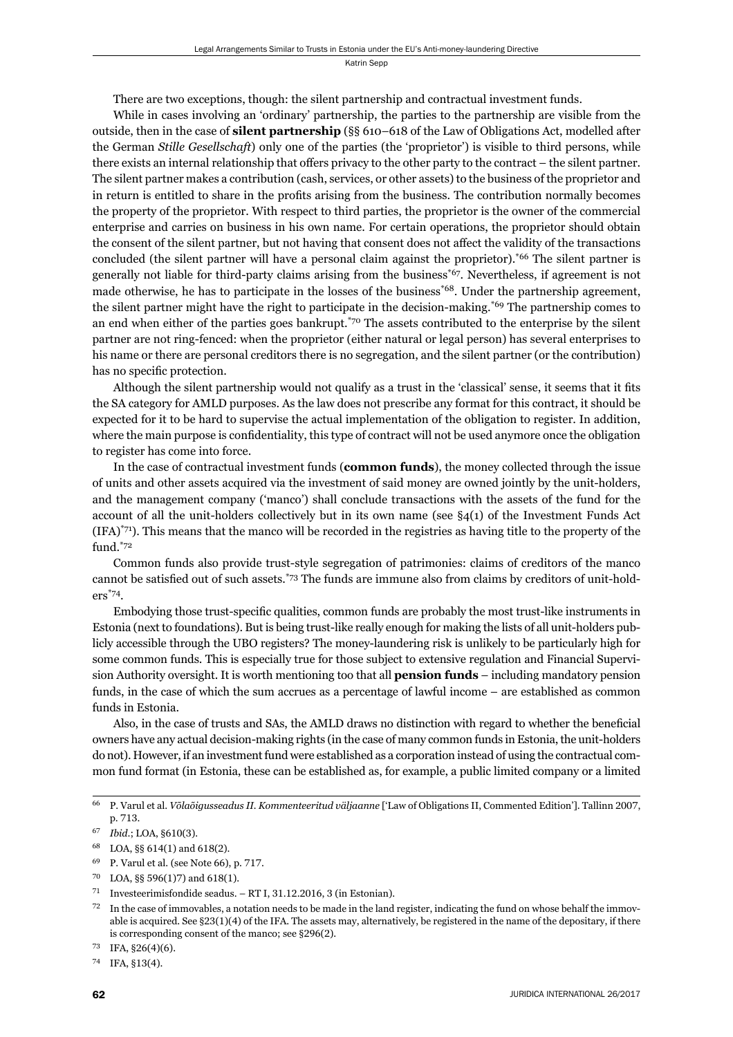There are two exceptions, though: the silent partnership and contractual investment funds.

While in cases involving an 'ordinary' partnership, the parties to the partnership are visible from the outside, then in the case of **silent partnership** (§§ 610–618 of the Law of Obligations Act, modelled after the German *Stille Gesellschaft*) only one of the parties (the 'proprietor') is visible to third persons, while there exists an internal relationship that offers privacy to the other party to the contract – the silent partner. The silent partner makes a contribution (cash, services, or other assets) to the business of the proprietor and in return is entitled to share in the profits arising from the business. The contribution normally becomes the property of the proprietor. With respect to third parties, the proprietor is the owner of the commercial enterprise and carries on business in his own name. For certain operations, the proprietor should obtain the consent of the silent partner, but not having that consent does not affect the validity of the transactions concluded (the silent partner will have a personal claim against the proprietor).[66] The silent partner is generally not liable for third-party claims arising from the business[67]. Nevertheless, if agreement is not made otherwise, he has to participate in the losses of the business[68]. Under the partnership agreement, the silent partner might have the right to participate in the decision-making.[69] The partnership comes to an end when either of the parties goes bankrupt.[70] The assets contributed to the enterprise by the silent partner are not ring-fenced: when the proprietor (either natural or legal person) has several enterprises to his name or there are personal creditors there is no segregation, and the silent partner (or the contribution) has no specific protection.

Although the silent partnership would not qualify as a trust in the 'classical' sense, it seems that it fits the SA category for AMLD purposes. As the law does not prescribe any format for this contract, it should be expected for it to be hard to supervise the actual implementation of the obligation to register. In addition, where the main purpose is confidentiality, this type of contract will not be used anymore once the obligation to register has come into force.

In the case of contractual investment funds (**common funds**), the money collected through the issue of units and other assets acquired via the investment of said money are owned jointly by the unit-holders, and the management company ('manco') shall conclude transactions with the assets of the fund for the account of all the unit-holders collectively but in its own name (see §4(1) of the Investment Funds Act (IFA)[71]). This means that the manco will be recorded in the registries as having title to the property of the fund.[72]

Common funds also provide trust-style segregation of patrimonies: claims of creditors of the manco cannot be satisfied out of such assets.[73] The funds are immune also from claims by creditors of unit-holders[74].

Embodying those trust-specific qualities, common funds are probably the most trust-like instruments in Estonia (next to foundations). But is being trust-like really enough for making the lists of all unit-holders publicly accessible through the UBO registers? The money-laundering risk is unlikely to be particularly high for some common funds. This is especially true for those subject to extensive regulation and Financial Supervision Authority oversight. It is worth mentioning too that all **pension funds** – including mandatory pension funds, in the case of which the sum accrues as a percentage of lawful income – are established as common funds in Estonia.

Also, in the case of trusts and SAs, the AMLD draws no distinction with regard to whether the beneficial owners have any actual decision-making rights (in the case of many common funds in Estonia, the unit-holders do not). However, if an investment fund were established as a corporation instead of using the contractual common fund format (in Estonia, these can be established as, for example, a public limited company or a limited

---

66 P. Varul et al. *Võlaõigusseadus II. Kommenteeritud väljaanne* ['Law of Obligations II, Commented Edition']. Tallinn 2007, p. 713.

67 *Ibid.*; LOA, §610(3).

68 LOA, §§ 614(1) and 618(2).

69 P. Varul et al. (see Note 66), p. 717.

70 LOA, §§ 596(1)7) and 618(1).

71 Investeerimisfondide seadus. – RT I, 31.12.2016, 3 (in Estonian).

72 In the case of immovables, a notation needs to be made in the land register, indicating the fund on whose behalf the immovable is acquired. See §23(1)(4) of the IFA. The assets may, alternatively, be registered in the name of the depositary, if there is corresponding consent of the manco; see §296(2).

73 IFA, §26(4)(6).

74 IFA, §13(4).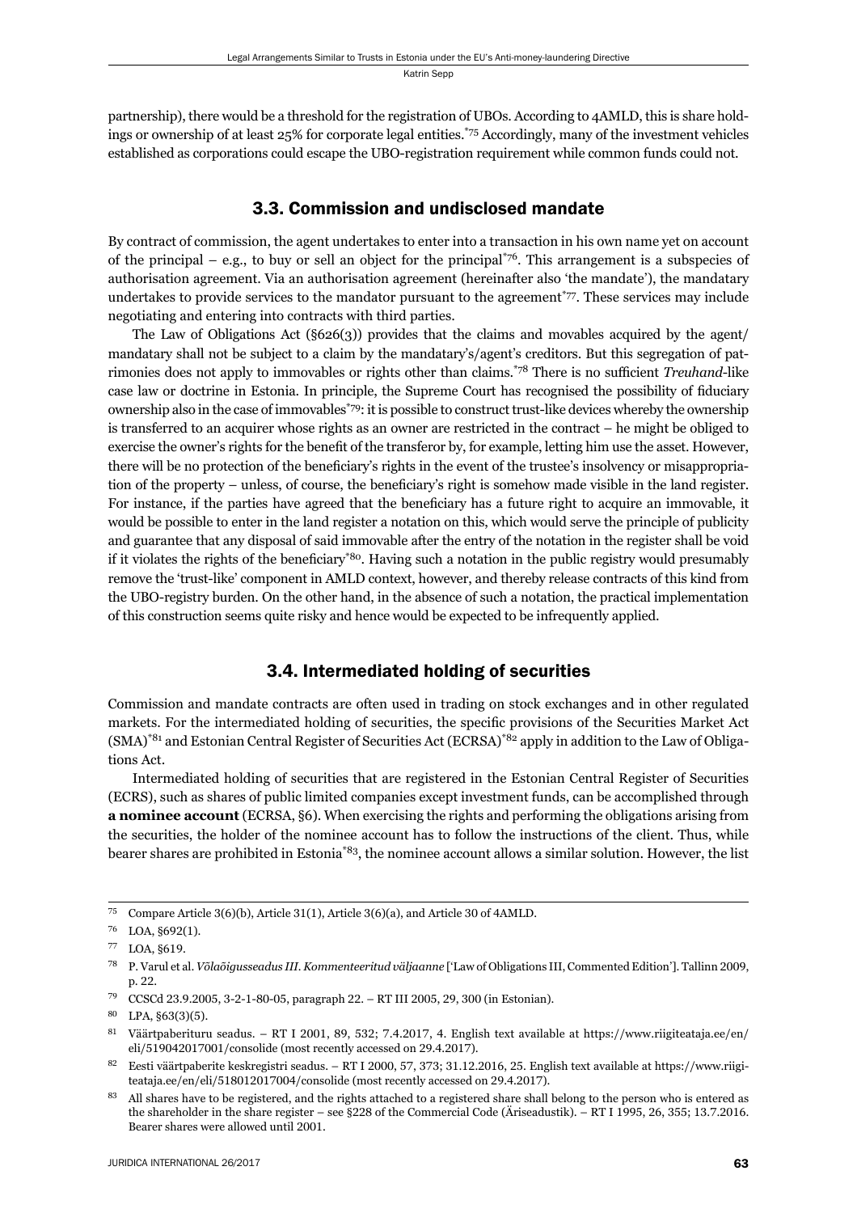partnership), there would be a threshold for the registration of UBOs. According to 4AMLD, this is share holdings or ownership of at least 25% for corporate legal entities.[75] Accordingly, many of the investment vehicles established as corporations could escape the UBO-registration requirement while common funds could not.

## 3.3. Commission and undisclosed mandate

By contract of commission, the agent undertakes to enter into a transaction in his own name yet on account of the principal – e.g., to buy or sell an object for the principal[76]. This arrangement is a subspecies of authorisation agreement. Via an authorisation agreement (hereinafter also 'the mandate'), the mandatary undertakes to provide services to the mandator pursuant to the agreement[77]. These services may include negotiating and entering into contracts with third parties.

The Law of Obligations Act (§626(3)) provides that the claims and movables acquired by the agent/mandatary shall not be subject to a claim by the mandatary's/agent's creditors. But this segregation of patrimonies does not apply to immovables or rights other than claims.[78] There is no sufficient *Treuhand*-like case law or doctrine in Estonia. In principle, the Supreme Court has recognised the possibility of fiduciary ownership also in the case of immovables[79]: it is possible to construct trust-like devices whereby the ownership is transferred to an acquirer whose rights as an owner are restricted in the contract – he might be obliged to exercise the owner's rights for the benefit of the transferor by, for example, letting him use the asset. However, there will be no protection of the beneficiary's rights in the event of the trustee's insolvency or misappropriation of the property – unless, of course, the beneficiary's right is somehow made visible in the land register. For instance, if the parties have agreed that the beneficiary has a future right to acquire an immovable, it would be possible to enter in the land register a notation on this, which would serve the principle of publicity and guarantee that any disposal of said immovable after the entry of the notation in the register shall be void if it violates the rights of the beneficiary[80]. Having such a notation in the public registry would presumably remove the 'trust-like' component in AMLD context, however, and thereby release contracts of this kind from the UBO-registry burden. On the other hand, in the absence of such a notation, the practical implementation of this construction seems quite risky and hence would be expected to be infrequently applied.

## 3.4. Intermediated holding of securities

Commission and mandate contracts are often used in trading on stock exchanges and in other regulated markets. For the intermediated holding of securities, the specific provisions of the Securities Market Act (SMA)[81] and Estonian Central Register of Securities Act (ECRSA)[82] apply in addition to the Law of Obligations Act.

Intermediated holding of securities that are registered in the Estonian Central Register of Securities (ECRS), such as shares of public limited companies except investment funds, can be accomplished through **a nominee account** (ECRSA, §6). When exercising the rights and performing the obligations arising from the securities, the holder of the nominee account has to follow the instructions of the client. Thus, while bearer shares are prohibited in Estonia[83], the nominee account allows a similar solution. However, the list

---

[75] Compare Article 3(6)(b), Article 31(1), Article 3(6)(a), and Article 30 of 4AMLD.

[76] LOA, §692(1).

[77] LOA, §619.

[78] P. Varul et al. *Võlaõigusseadus III. Kommenteeritud väljaanne* ['Law of Obligations III, Commented Edition']. Tallinn 2009, p. 22.

[79] CCSCd 23.9.2005, 3-2-1-80-05, paragraph 22. – RT III 2005, 29, 300 (in Estonian).

[80] LPA, §63(3)(5).

[81] Väärtpaberituru seadus. – RT I 2001, 89, 532; 7.4.2017, 4. English text available at https://www.riigiteataja.ee/en/eli/519042017001/consolide (most recently accessed on 29.4.2017).

[82] Eesti väärtpaberite keskregistri seadus. – RT I 2000, 57, 373; 31.12.2016, 25. English text available at https://www.riigiteataja.ee/en/eli/518012017004/consolide (most recently accessed on 29.4.2017).

[83] All shares have to be registered, and the rights attached to a registered share shall belong to the person who is entered as the shareholder in the share register – see §228 of the Commercial Code (Äriseadustik). – RT I 1995, 26, 355; 13.7.2016. Bearer shares were allowed until 2001.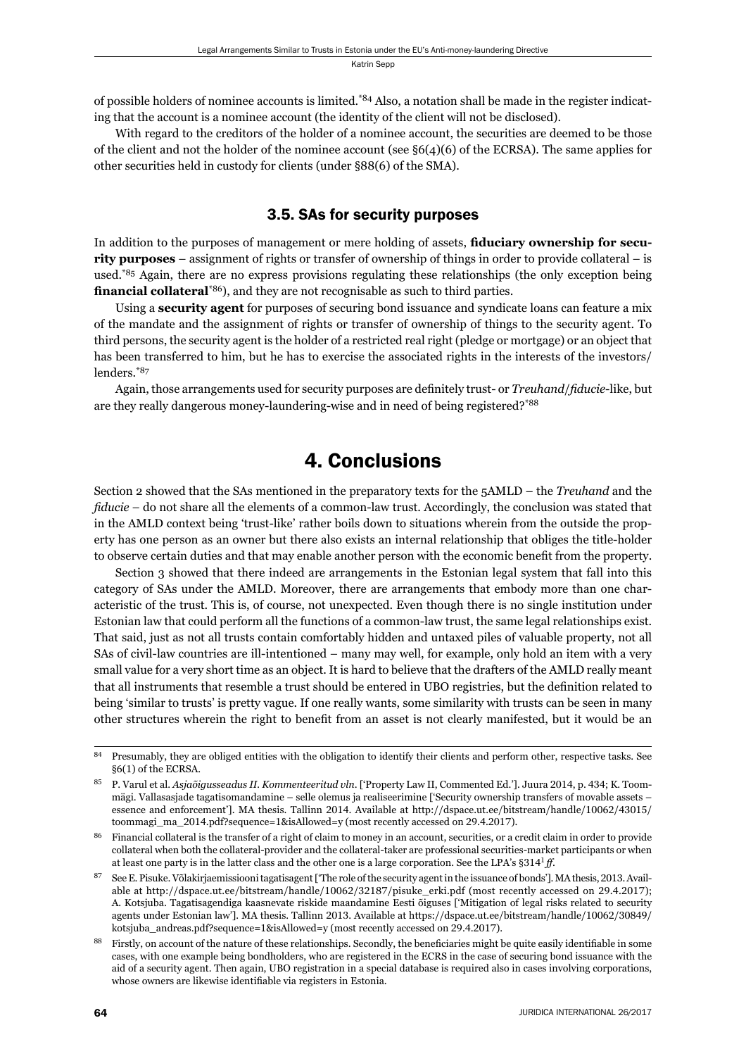of possible holders of nominee accounts is limited.[84] Also, a notation shall be made in the register indicating that the account is a nominee account (the identity of the client will not be disclosed).

With regard to the creditors of the holder of a nominee account, the securities are deemed to be those of the client and not the holder of the nominee account (see §6(4)(6) of the ECRSA). The same applies for other securities held in custody for clients (under §88(6) of the SMA).

### 3.5. SAs for security purposes

In addition to the purposes of management or mere holding of assets, **fiduciary ownership for security purposes** – assignment of rights or transfer of ownership of things in order to provide collateral – is used.[85] Again, there are no express provisions regulating these relationships (the only exception being **financial collateral**[86]), and they are not recognisable as such to third parties.

Using a **security agent** for purposes of securing bond issuance and syndicate loans can feature a mix of the mandate and the assignment of rights or transfer of ownership of things to the security agent. To third persons, the security agent is the holder of a restricted real right (pledge or mortgage) or an object that has been transferred to him, but he has to exercise the associated rights in the interests of the investors/ lenders.[87]

Again, those arrangements used for security purposes are definitely trust- or *Treuhand*/*fiducie*-like, but are they really dangerous money-laundering-wise and in need of being registered?[88]

## 4. Conclusions

Section 2 showed that the SAs mentioned in the preparatory texts for the 5AMLD – the *Treuhand* and the *fiducie* – do not share all the elements of a common-law trust. Accordingly, the conclusion was stated that in the AMLD context being 'trust-like' rather boils down to situations wherein from the outside the property has one person as an owner but there also exists an internal relationship that obliges the title-holder to observe certain duties and that may enable another person with the economic benefit from the property.

Section 3 showed that there indeed are arrangements in the Estonian legal system that fall into this category of SAs under the AMLD. Moreover, there are arrangements that embody more than one characteristic of the trust. This is, of course, not unexpected. Even though there is no single institution under Estonian law that could perform all the functions of a common-law trust, the same legal relationships exist. That said, just as not all trusts contain comfortably hidden and untaxed piles of valuable property, not all SAs of civil-law countries are ill-intentioned – many may well, for example, only hold an item with a very small value for a very short time as an object. It is hard to believe that the drafters of the AMLD really meant that all instruments that resemble a trust should be entered in UBO registries, but the definition related to being 'similar to trusts' is pretty vague. If one really wants, some similarity with trusts can be seen in many other structures wherein the right to benefit from an asset is not clearly manifested, but it would be an

---

[84] Presumably, they are obliged entities with the obligation to identify their clients and perform other, respective tasks. See §6(1) of the ECRSA.

[85] P. Varul et al. *Asjaõigusseadus II. Kommenteeritud vln.* ['Property Law II, Commented Ed.']. Juura 2014, p. 434; K. Toommägi. Vallasasjade tagatisomandamine – selle olemus ja realiseerimine ['Security ownership transfers of movable assets – essence and enforcement']. MA thesis. Tallinn 2014. Available at http://dspace.ut.ee/bitstream/handle/10062/43015/toommagi_ma_2014.pdf?sequence=1&isAllowed=y (most recently accessed on 29.4.2017).

[86] Financial collateral is the transfer of a right of claim to money in an account, securities, or a credit claim in order to provide collateral when both the collateral-provider and the collateral-taker are professional securities-market participants or when at least one party is in the latter class and the other one is a large corporation. See the LPA's §314[1] *ff*.

[87] See E. Pisuke. Võlakirjaemissiooni tagatisagent ['The role of the security agent in the issuance of bonds']. MA thesis, 2013. Available at http://dspace.ut.ee/bitstream/handle/10062/32187/pisuke_erki.pdf (most recently accessed on 29.4.2017); A. Kotsjuba. Tagatisagendiga kaasnevate riskide maandamine Eesti õiguses ['Mitigation of legal risks related to security agents under Estonian law']. MA thesis. Tallinn 2013. Available at https://dspace.ut.ee/bitstream/handle/10062/30849/kotsjuba_andreas.pdf?sequence=1&isAllowed=y (most recently accessed on 29.4.2017).

[88] Firstly, on account of the nature of these relationships. Secondly, the beneficiaries might be quite easily identifiable in some cases, with one example being bondholders, who are registered in the ECRS in the case of securing bond issuance with the aid of a security agent. Then again, UBO registration in a special database is required also in cases involving corporations, whose owners are likewise identifiable via registers in Estonia.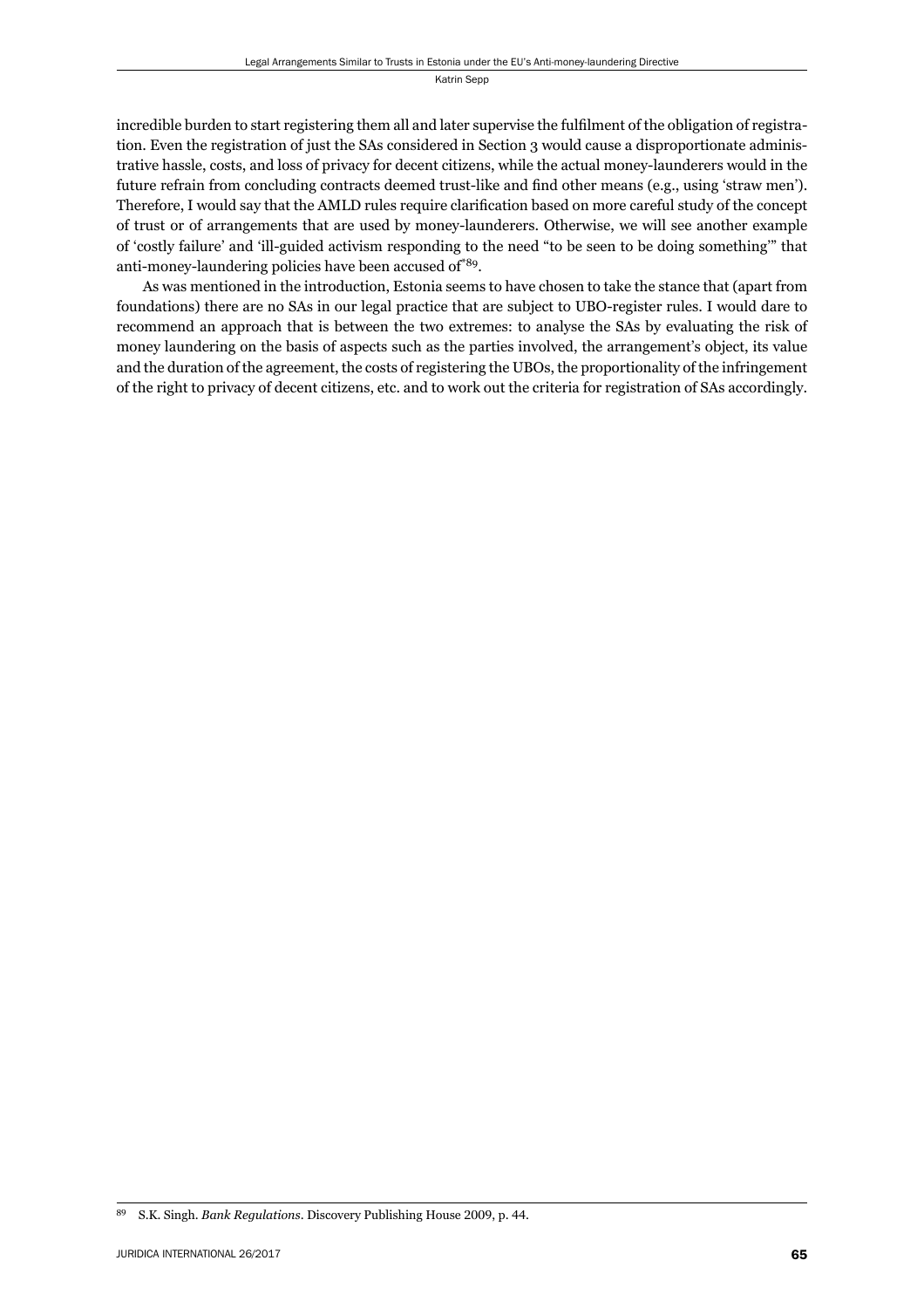incredible burden to start registering them all and later supervise the fulfilment of the obligation of registration. Even the registration of just the SAs considered in Section 3 would cause a disproportionate administrative hassle, costs, and loss of privacy for decent citizens, while the actual money-launderers would in the future refrain from concluding contracts deemed trust-like and find other means (e.g., using 'straw men'). Therefore, I would say that the AMLD rules require clarification based on more careful study of the concept of trust or of arrangements that are used by money-launderers. Otherwise, we will see another example of 'costly failure' and 'ill-guided activism responding to the need "to be seen to be doing something"' that anti-money-laundering policies have been accused of*[89].

As was mentioned in the introduction, Estonia seems to have chosen to take the stance that (apart from foundations) there are no SAs in our legal practice that are subject to UBO-register rules. I would dare to recommend an approach that is between the two extremes: to analyse the SAs by evaluating the risk of money laundering on the basis of aspects such as the parties involved, the arrangement's object, its value and the duration of the agreement, the costs of registering the UBOs, the proportionality of the infringement of the right to privacy of decent citizens, etc. and to work out the criteria for registration of SAs accordingly.

[89] S.K. Singh. *Bank Regulations*. Discovery Publishing House 2009, p. 44.